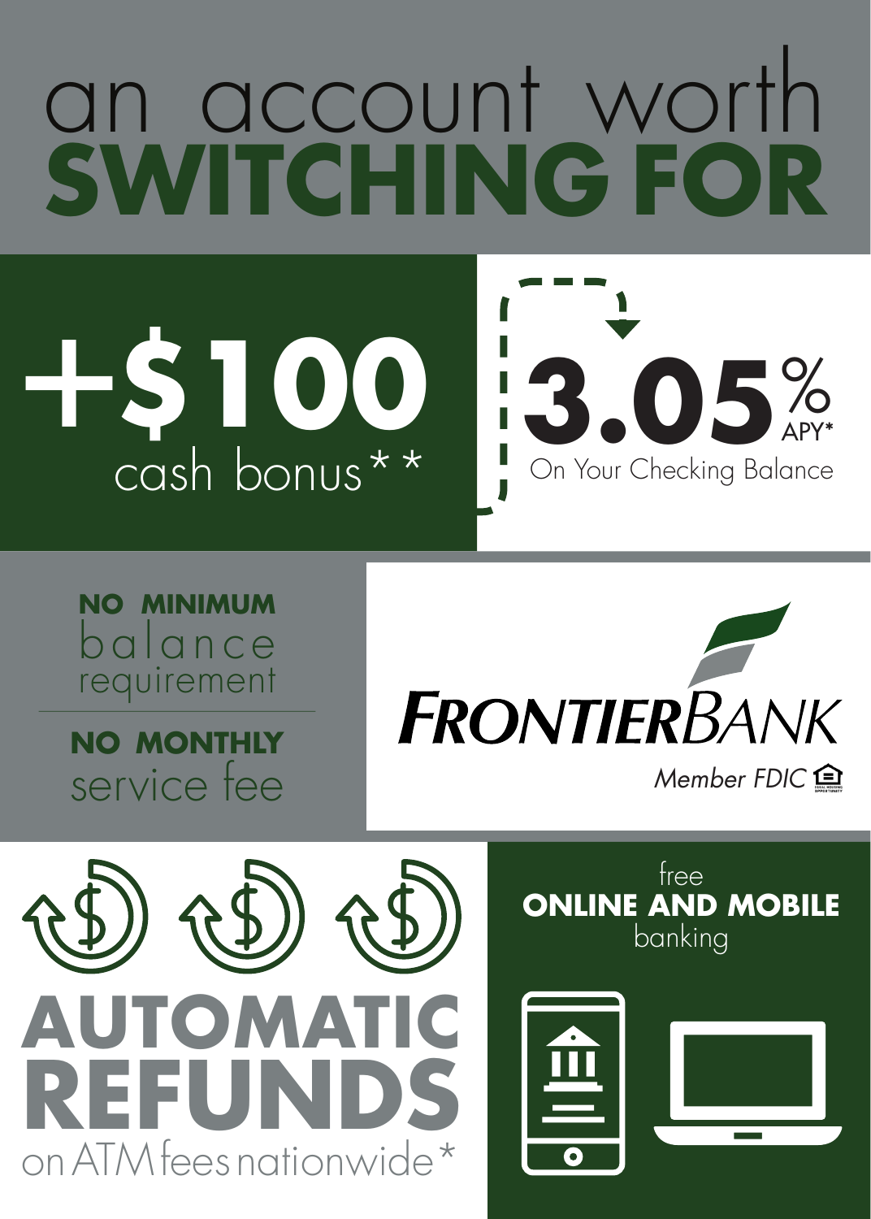# an account worth **SWITCHING FOR**

**+$100** cash bonus**

**3.05%** APY*
On Your Checking Balance

**NO MINIMUM** balance requirement

**NO MONTHLY** service fee

**FRONTIERBANK**
*Member FDIC*

**AUTOMATIC REFUNDS** on ATM fees nationwide*

free **ONLINE AND MOBILE** banking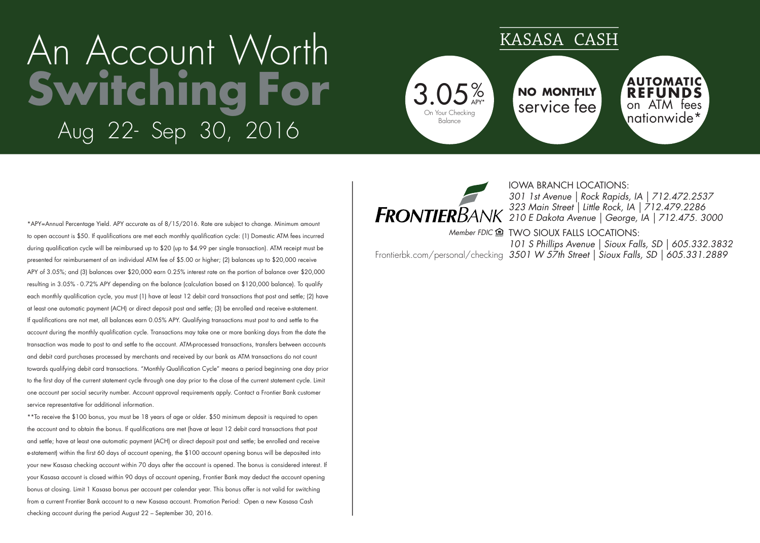# An Account Worth **Switching For**

Aug 22- Sep 30, 2016

## KASASA CASH

3.05% APY* On Your Checking Balance

**NO MONTHLY** service fee

**AUTOMATIC REFUNDS** on ATM fees nationwide*

*APY=Annual Percentage Yield. APY accurate as of 8/15/2016. Rate are subject to change. Minimum amount to open account is $50. If qualifications are met each monthly qualification cycle: (1) Domestic ATM fees incurred during qualification cycle will be reimbursed up to $20 (up to $4.99 per single transaction). ATM receipt must be presented for reimbursement of an individual ATM fee of $5.00 or higher; (2) balances up to $20,000 receive APY of 3.05%; and (3) balances over $20,000 earn 0.25% interest rate on the portion of balance over $20,000 resulting in 3.05% - 0.72% APY depending on the balance (calculation based on $120,000 balance). To qualify each monthly qualification cycle, you must (1) have at least 12 debit card transactions that post and settle; (2) have at least one automatic payment (ACH) or direct deposit post and settle; (3) be enrolled and receive e-statement. If qualifications are not met, all balances earn 0.05% APY. Qualifying transactions must post to and settle to the account during the monthly qualification cycle. Transactions may take one or more banking days from the date the transaction was made to post to and settle to the account. ATM-processed transactions, transfers between accounts and debit card purchases processed by merchants and received by our bank as ATM transactions do not count towards qualifying debit card transactions. "Monthly Qualification Cycle" means a period beginning one day prior to the first day of the current statement cycle through one day prior to the close of the current statement cycle. Limit one account per social security number. Account approval requirements apply. Contact a Frontier Bank customer service representative for additional information.

**To receive the $100 bonus, you must be 18 years of age or older. $50 minimum deposit is required to open the account and to obtain the bonus. If qualifications are met (have at least 12 debit card transactions that post and settle; have at least one automatic payment (ACH) or direct deposit post and settle; be enrolled and receive e-statement) within the first 60 days of account opening, the $100 account opening bonus will be deposited into your new Kasasa checking account within 70 days after the account is opened. The bonus is considered interest. If your Kasasa account is closed within 90 days of account opening, Frontier Bank may deduct the account opening bonus at closing. Limit 1 Kasasa bonus per account per calendar year. This bonus offer is not valid for switching from a current Frontier Bank account to a new Kasasa account. Promotion Period: Open a new Kasasa Cash checking account during the period August 22 – September 30, 2016.

**FRONTIER**BANK

Member FDIC

Frontierbk.com/personal/checking

IOWA BRANCH LOCATIONS:

*301 1st Avenue | Rock Rapids, IA | 712.472.2537*
*323 Main Street | Little Rock, IA | 712.479.2286*
*210 E Dakota Avenue | George, IA | 712.475. 3000*

TWO SIOUX FALLS LOCATIONS:

*101 S Phillips Avenue | Sioux Falls, SD | 605.332.3832*
*3501 W 57th Street | Sioux Falls, SD | 605.331.2889*